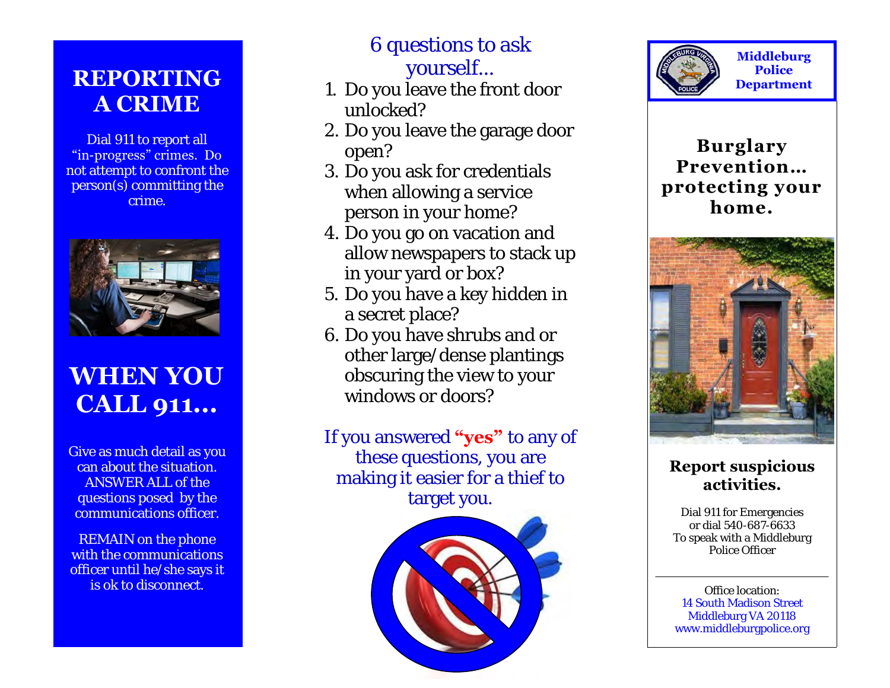# REPORTING A CRIME

Dial 911 to report all "in-progress" crimes. Do not attempt to confront the person(s) committing the crime.

# WHEN YOU CALL 911…

Give as much detail as you can about the situation. ANSWER ALL of the questions posed by the communications officer.

REMAIN on the phone with the communications officer until he/she says it is ok to disconnect.

## 6 questions to ask yourself…

1. Do you leave the front door unlocked?
2. Do you leave the garage door open?
3. Do you ask for credentials when allowing a service person in your home?
4. Do you go on vacation and allow newspapers to stack up in your yard or box?
5. Do you have a key hidden in a secret place?
6. Do you have shrubs and or other large/dense plantings obscuring the view to your windows or doors?

If you answered **"yes"** to any of these questions, you are making it easier for a thief to target you.

**Middleburg Police Department**

# Burglary Prevention… protecting your home.

## Report suspicious activities.

Dial 911 for Emergencies
or dial 540-687-6633
To speak with a Middleburg Police Officer

Office location:
14 South Madison Street
Middleburg VA 20118
www.middleburgpolice.org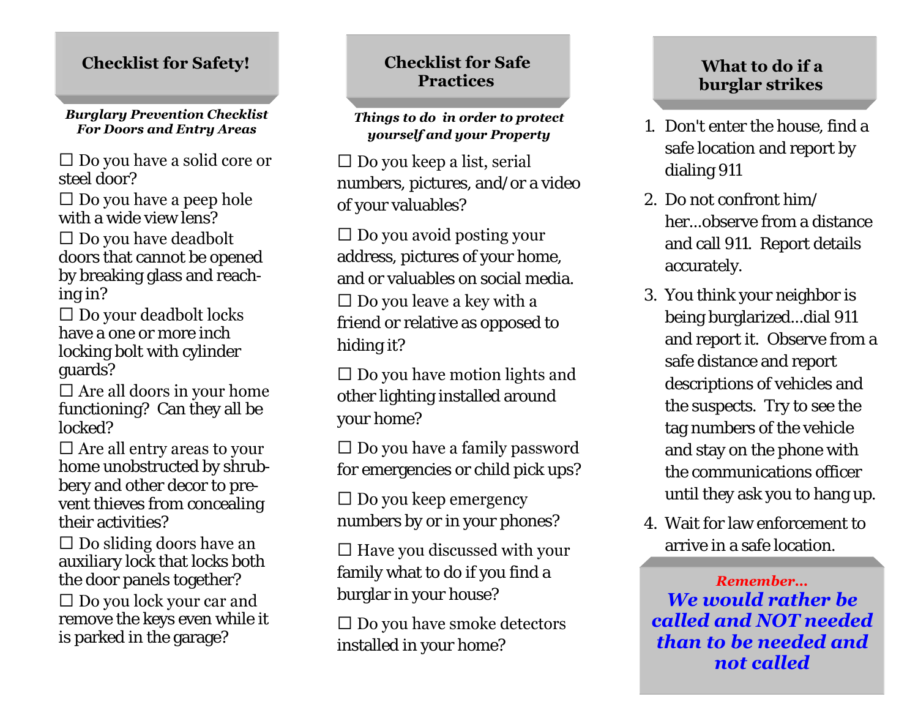## Checklist for Safety!

***Burglary Prevention Checklist For Doors and Entry Areas***

☐ Do you have a solid core or steel door?

☐ Do you have a peep hole with a wide view lens?

☐ Do you have deadbolt doors that cannot be opened by breaking glass and reaching in?

☐ Do your deadbolt locks have a one or more inch locking bolt with cylinder guards?

☐ Are all doors in your home functioning? Can they all be locked?

☐ Are all entry areas to your home unobstructed by shrubbery and other decor to prevent thieves from concealing their activities?

☐ Do sliding doors have an auxiliary lock that locks both the door panels together?

☐ Do you lock your car and remove the keys even while it is parked in the garage?

## Checklist for Safe Practices

***Things to do in order to protect yourself and your Property***

☐ Do you keep a list, serial numbers, pictures, and/or a video of your valuables?

☐ Do you avoid posting your address, pictures of your home, and or valuables on social media.

☐ Do you leave a key with a friend or relative as opposed to hiding it?

☐ Do you have motion lights and other lighting installed around your home?

☐ Do you have a family password for emergencies or child pick ups?

☐ Do you keep emergency numbers by or in your phones?

☐ Have you discussed with your family what to do if you find a burglar in your house?

☐ Do you have smoke detectors installed in your home?

## What to do if a burglar strikes

1. Don't enter the house, find a safe location and report by dialing 911
2. Do not confront him/her...observe from a distance and call 911. Report details accurately.
3. You think your neighbor is being burglarized...dial 911 and report it. Observe from a safe distance and report descriptions of vehicles and the suspects. Try to see the tag numbers of the vehicle and stay on the phone with the communications officer until they ask you to hang up.
4. Wait for law enforcement to arrive in a safe location.

***Remember...***

***We would rather be called and NOT needed than to be needed and not called***